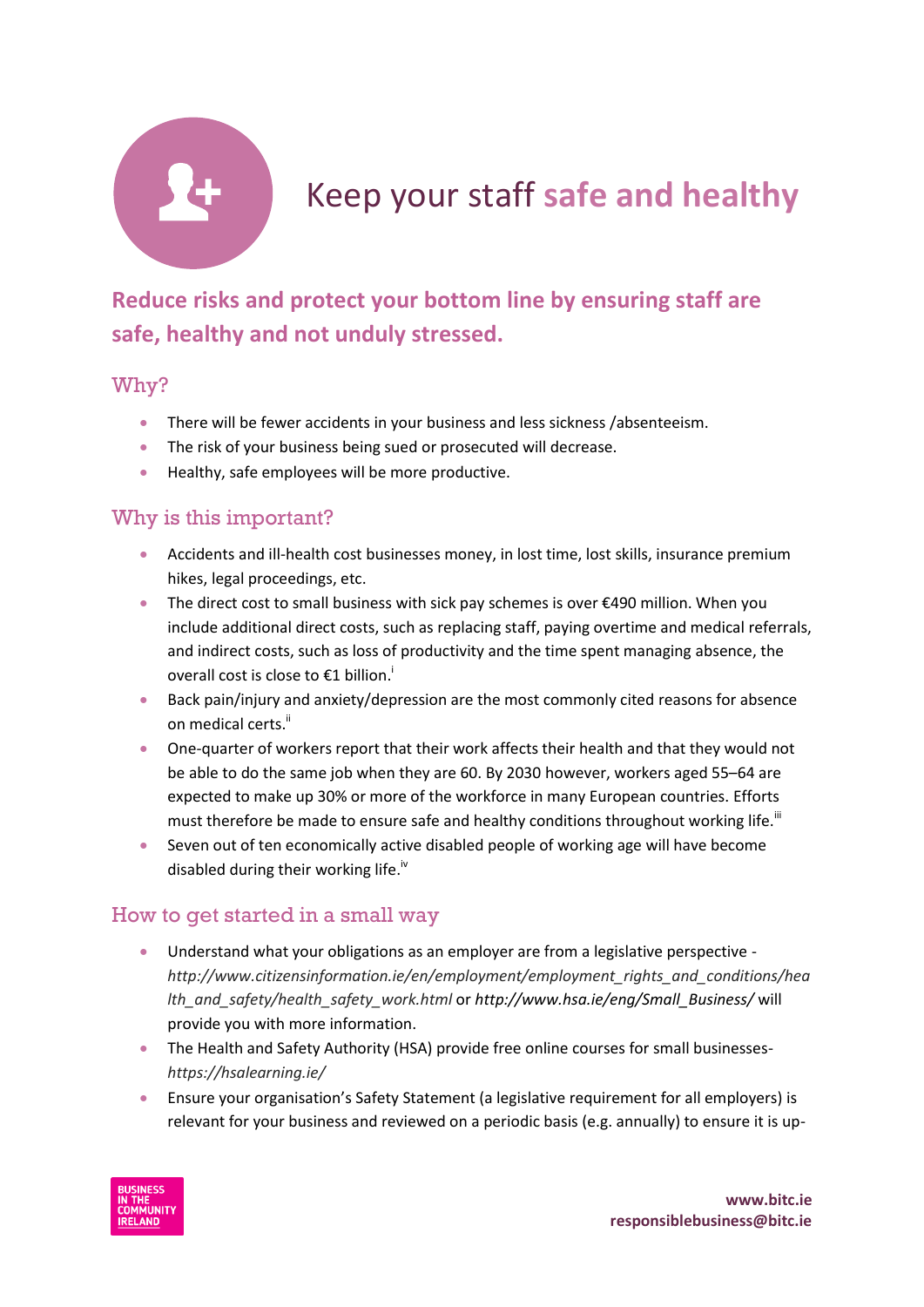# Keep your staff **safe and healthy**

## Reduce risks and protect your bottom line by ensuring staff are safe, healthy and not unduly stressed.

### Why?

- There will be fewer accidents in your business and less sickness /absenteeism.
- The risk of your business being sued or prosecuted will decrease.
- Healthy, safe employees will be more productive.

### Why is this important?

- Accidents and ill-health cost businesses money, in lost time, lost skills, insurance premium hikes, legal proceedings, etc.
- The direct cost to small business with sick pay schemes is over €490 million. When you include additional direct costs, such as replacing staff, paying overtime and medical referrals, and indirect costs, such as loss of productivity and the time spent managing absence, the overall cost is close to €1 billion.[i]
- Back pain/injury and anxiety/depression are the most commonly cited reasons for absence on medical certs.[ii]
- One-quarter of workers report that their work affects their health and that they would not be able to do the same job when they are 60. By 2030 however, workers aged 55–64 are expected to make up 30% or more of the workforce in many European countries. Efforts must therefore be made to ensure safe and healthy conditions throughout working life.[iii]
- Seven out of ten economically active disabled people of working age will have become disabled during their working life.[iv]

### How to get started in a small way

- Understand what your obligations as an employer are from a legislative perspective - *http://www.citizensinformation.ie/en/employment/employment_rights_and_conditions/health_and_safety/health_safety_work.html* or *http://www.hsa.ie/eng/Small_Business/* will provide you with more information.
- The Health and Safety Authority (HSA) provide free online courses for small businesses- *https://hsalearning.ie/*
- Ensure your organisation's Safety Statement (a legislative requirement for all employers) is relevant for your business and reviewed on a periodic basis (e.g. annually) to ensure it is up-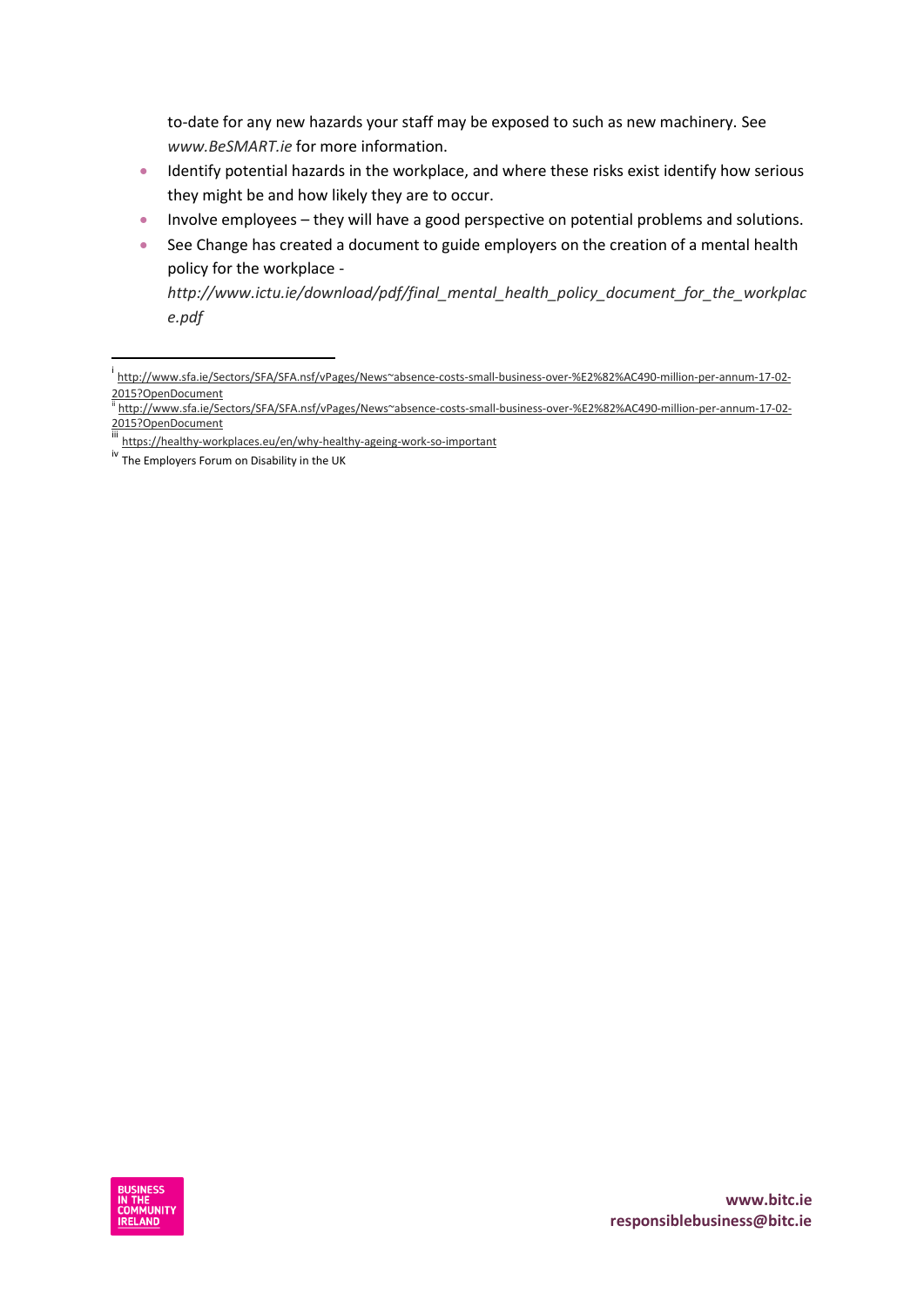to-date for any new hazards your staff may be exposed to such as new machinery. See *www.BeSMART.ie* for more information.

- Identify potential hazards in the workplace, and where these risks exist identify how serious they might be and how likely they are to occur.
- Involve employees – they will have a good perspective on potential problems and solutions.
- See Change has created a document to guide employers on the creation of a mental health policy for the workplace - *http://www.ictu.ie/download/pdf/final_mental_health_policy_document_for_the_workplace.pdf*

---

[i] http://www.sfa.ie/Sectors/SFA/SFA.nsf/vPages/News~absence-costs-small-business-over-%E2%82%AC490-million-per-annum-17-02-2015?OpenDocument

[ii] http://www.sfa.ie/Sectors/SFA/SFA.nsf/vPages/News~absence-costs-small-business-over-%E2%82%AC490-million-per-annum-17-02-2015?OpenDocument

[iii] https://healthy-workplaces.eu/en/why-healthy-ageing-work-so-important

[iv] The Employers Forum on Disability in the UK

BUSINESS IN THE COMMUNITY IRELAND

**www.bitc.ie**
**responsiblebusiness@bitc.ie**